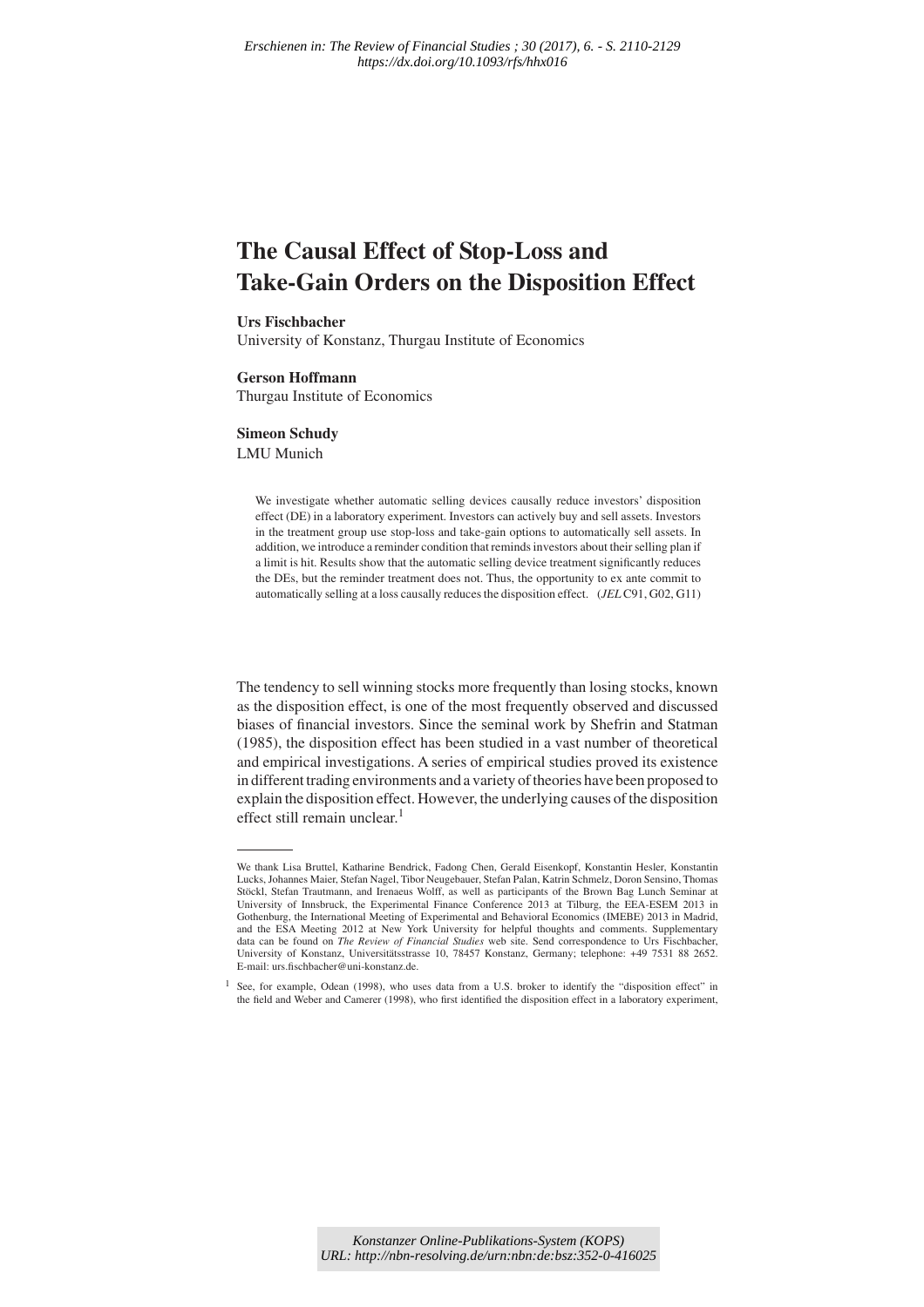*Erschienen in: The Review of Financial Studies ; 30 (2017), 6. - S. 2110-2129*
*https://dx.doi.org/10.1093/rfs/hhx016*

# The Causal Effect of Stop-Loss and Take-Gain Orders on the Disposition Effect

**Urs Fischbacher**
University of Konstanz, Thurgau Institute of Economics

**Gerson Hoffmann**
Thurgau Institute of Economics

**Simeon Schudy**
LMU Munich

We investigate whether automatic selling devices causally reduce investors' disposition effect (DE) in a laboratory experiment. Investors can actively buy and sell assets. Investors in the treatment group use stop-loss and take-gain options to automatically sell assets. In addition, we introduce a reminder condition that reminds investors about their selling plan if a limit is hit. Results show that the automatic selling device treatment significantly reduces the DEs, but the reminder treatment does not. Thus, the opportunity to ex ante commit to automatically selling at a loss causally reduces the disposition effect. (*JEL* C91, G02, G11)

The tendency to sell winning stocks more frequently than losing stocks, known as the disposition effect, is one of the most frequently observed and discussed biases of financial investors. Since the seminal work by Shefrin and Statman (1985), the disposition effect has been studied in a vast number of theoretical and empirical investigations. A series of empirical studies proved its existence in different trading environments and a variety of theories have been proposed to explain the disposition effect. However, the underlying causes of the disposition effect still remain unclear.[1]

---

We thank Lisa Bruttel, Katharine Bendrick, Fadong Chen, Gerald Eisenkopf, Konstantin Hesler, Konstantin Lucks, Johannes Maier, Stefan Nagel, Tibor Neugebauer, Stefan Palan, Katrin Schmelz, Doron Sensino, Thomas Stöckl, Stefan Trautmann, and Irenaeus Wolff, as well as participants of the Brown Bag Lunch Seminar at University of Innsbruck, the Experimental Finance Conference 2013 at Tilburg, the EEA-ESEM 2013 in Gothenburg, the International Meeting of Experimental and Behavioral Economics (IMEBE) 2013 in Madrid, and the ESA Meeting 2012 at New York University for helpful thoughts and comments. Supplementary data can be found on *The Review of Financial Studies* web site. Send correspondence to Urs Fischbacher, University of Konstanz, Universitätsstrasse 10, 78457 Konstanz, Germany; telephone: +49 7531 88 2652. E-mail: urs.fischbacher@uni-konstanz.de.

[1] See, for example, Odean (1998), who uses data from a U.S. broker to identify the "disposition effect" in the field and Weber and Camerer (1998), who first identified the disposition effect in a laboratory experiment,

*Konstanzer Online-Publikations-System (KOPS)*
*URL: http://nbn-resolving.de/urn:nbn:de:bsz:352-0-416025*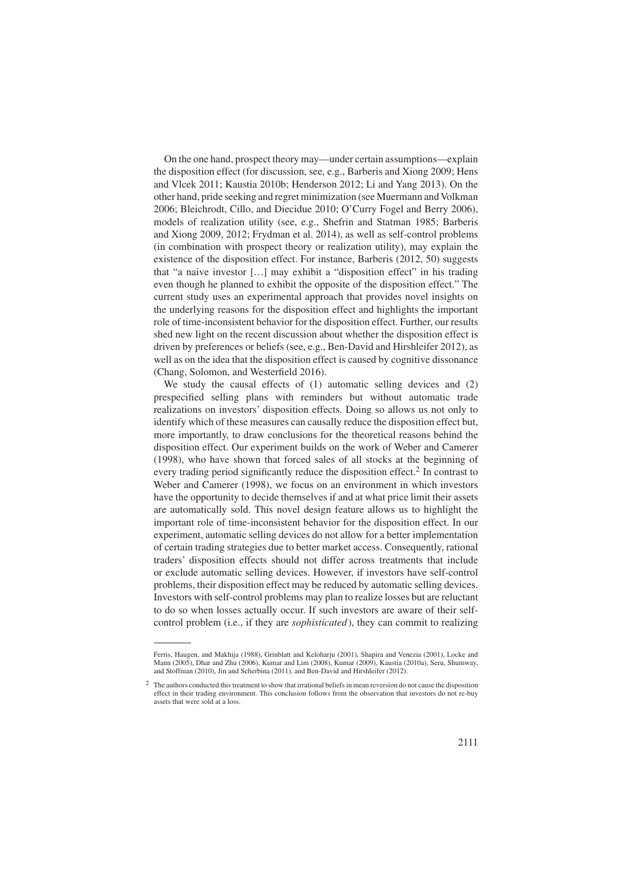On the one hand, prospect theory may—under certain assumptions—explain the disposition effect (for discussion, see, e.g., Barberis and Xiong 2009; Hens and Vlcek 2011; Kaustia 2010b; Henderson 2012; Li and Yang 2013). On the other hand, pride seeking and regret minimization (see Muermann and Volkman 2006; Bleichrodt, Cillo, and Diecidue 2010; O'Curry Fogel and Berry 2006), models of realization utility (see, e.g., Shefrin and Statman 1985; Barberis and Xiong 2009, 2012; Frydman et al. 2014), as well as self-control problems (in combination with prospect theory or realization utility), may explain the existence of the disposition effect. For instance, Barberis (2012, 50) suggests that "a naive investor […] may exhibit a "disposition effect" in his trading even though he planned to exhibit the opposite of the disposition effect." The current study uses an experimental approach that provides novel insights on the underlying reasons for the disposition effect and highlights the important role of time-inconsistent behavior for the disposition effect. Further, our results shed new light on the recent discussion about whether the disposition effect is driven by preferences or beliefs (see, e.g., Ben-David and Hirshleifer 2012), as well as on the idea that the disposition effect is caused by cognitive dissonance (Chang, Solomon, and Westerfield 2016).

We study the causal effects of (1) automatic selling devices and (2) prespecified selling plans with reminders but without automatic trade realizations on investors' disposition effects. Doing so allows us not only to identify which of these measures can causally reduce the disposition effect but, more importantly, to draw conclusions for the theoretical reasons behind the disposition effect. Our experiment builds on the work of Weber and Camerer (1998), who have shown that forced sales of all stocks at the beginning of every trading period significantly reduce the disposition effect.[2] In contrast to Weber and Camerer (1998), we focus on an environment in which investors have the opportunity to decide themselves if and at what price limit their assets are automatically sold. This novel design feature allows us to highlight the important role of time-inconsistent behavior for the disposition effect. In our experiment, automatic selling devices do not allow for a better implementation of certain trading strategies due to better market access. Consequently, rational traders' disposition effects should not differ across treatments that include or exclude automatic selling devices. However, if investors have self-control problems, their disposition effect may be reduced by automatic selling devices. Investors with self-control problems may plan to realize losses but are reluctant to do so when losses actually occur. If such investors are aware of their self-control problem (i.e., if they are *sophisticated*), they can commit to realizing

Ferris, Haugen, and Makhija (1988), Grinblatt and Keloharju (2001), Shapira and Venezia (2001), Locke and Mann (2005), Dhar and Zhu (2006), Kumar and Lim (2008), Kumar (2009), Kaustia (2010a), Seru, Shumway, and Stoffman (2010), Jin and Scherbina (2011), and Ben-David and Hirshleifer (2012).

[2] The authors conducted this treatment to show that irrational beliefs in mean reversion do not cause the disposition effect in their trading environment. This conclusion follows from the observation that investors do not re-buy assets that were sold at a loss.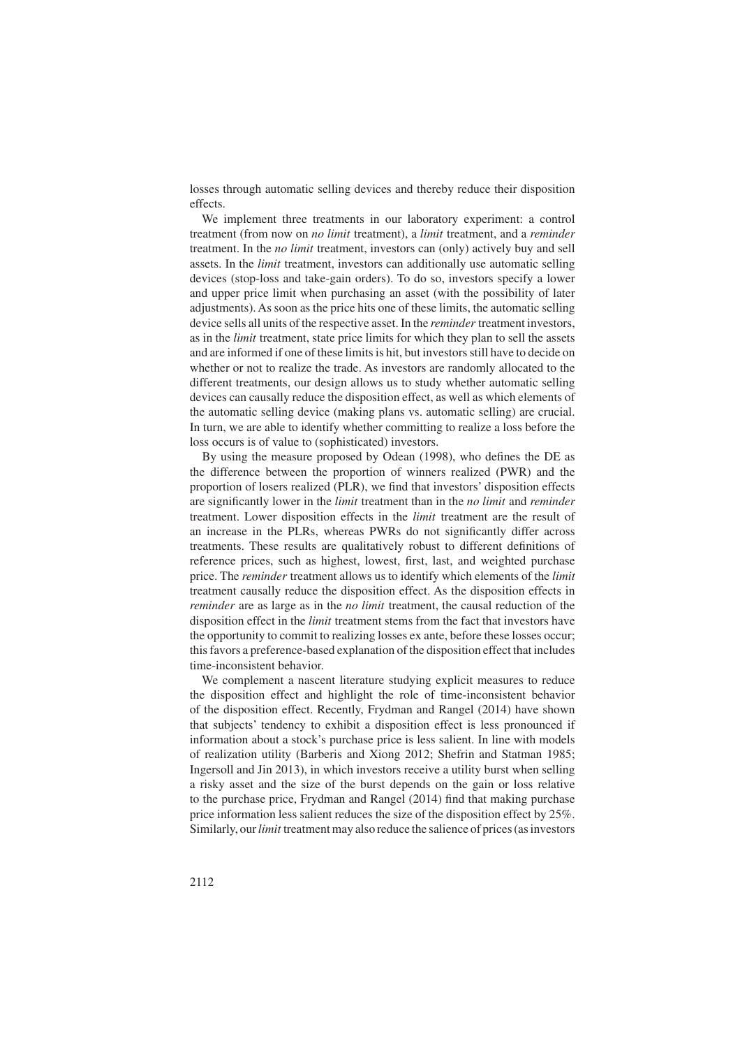losses through automatic selling devices and thereby reduce their disposition effects.

We implement three treatments in our laboratory experiment: a control treatment (from now on *no limit* treatment), a *limit* treatment, and a *reminder* treatment. In the *no limit* treatment, investors can (only) actively buy and sell assets. In the *limit* treatment, investors can additionally use automatic selling devices (stop-loss and take-gain orders). To do so, investors specify a lower and upper price limit when purchasing an asset (with the possibility of later adjustments). As soon as the price hits one of these limits, the automatic selling device sells all units of the respective asset. In the *reminder* treatment investors, as in the *limit* treatment, state price limits for which they plan to sell the assets and are informed if one of these limits is hit, but investors still have to decide on whether or not to realize the trade. As investors are randomly allocated to the different treatments, our design allows us to study whether automatic selling devices can causally reduce the disposition effect, as well as which elements of the automatic selling device (making plans vs. automatic selling) are crucial. In turn, we are able to identify whether committing to realize a loss before the loss occurs is of value to (sophisticated) investors.

By using the measure proposed by Odean (1998), who defines the DE as the difference between the proportion of winners realized (PWR) and the proportion of losers realized (PLR), we find that investors' disposition effects are significantly lower in the *limit* treatment than in the *no limit* and *reminder* treatment. Lower disposition effects in the *limit* treatment are the result of an increase in the PLRs, whereas PWRs do not significantly differ across treatments. These results are qualitatively robust to different definitions of reference prices, such as highest, lowest, first, last, and weighted purchase price. The *reminder* treatment allows us to identify which elements of the *limit* treatment causally reduce the disposition effect. As the disposition effects in *reminder* are as large as in the *no limit* treatment, the causal reduction of the disposition effect in the *limit* treatment stems from the fact that investors have the opportunity to commit to realizing losses ex ante, before these losses occur; this favors a preference-based explanation of the disposition effect that includes time-inconsistent behavior.

We complement a nascent literature studying explicit measures to reduce the disposition effect and highlight the role of time-inconsistent behavior of the disposition effect. Recently, Frydman and Rangel (2014) have shown that subjects' tendency to exhibit a disposition effect is less pronounced if information about a stock's purchase price is less salient. In line with models of realization utility (Barberis and Xiong 2012; Shefrin and Statman 1985; Ingersoll and Jin 2013), in which investors receive a utility burst when selling a risky asset and the size of the burst depends on the gain or loss relative to the purchase price, Frydman and Rangel (2014) find that making purchase price information less salient reduces the size of the disposition effect by 25%. Similarly, our *limit* treatment may also reduce the salience of prices (as investors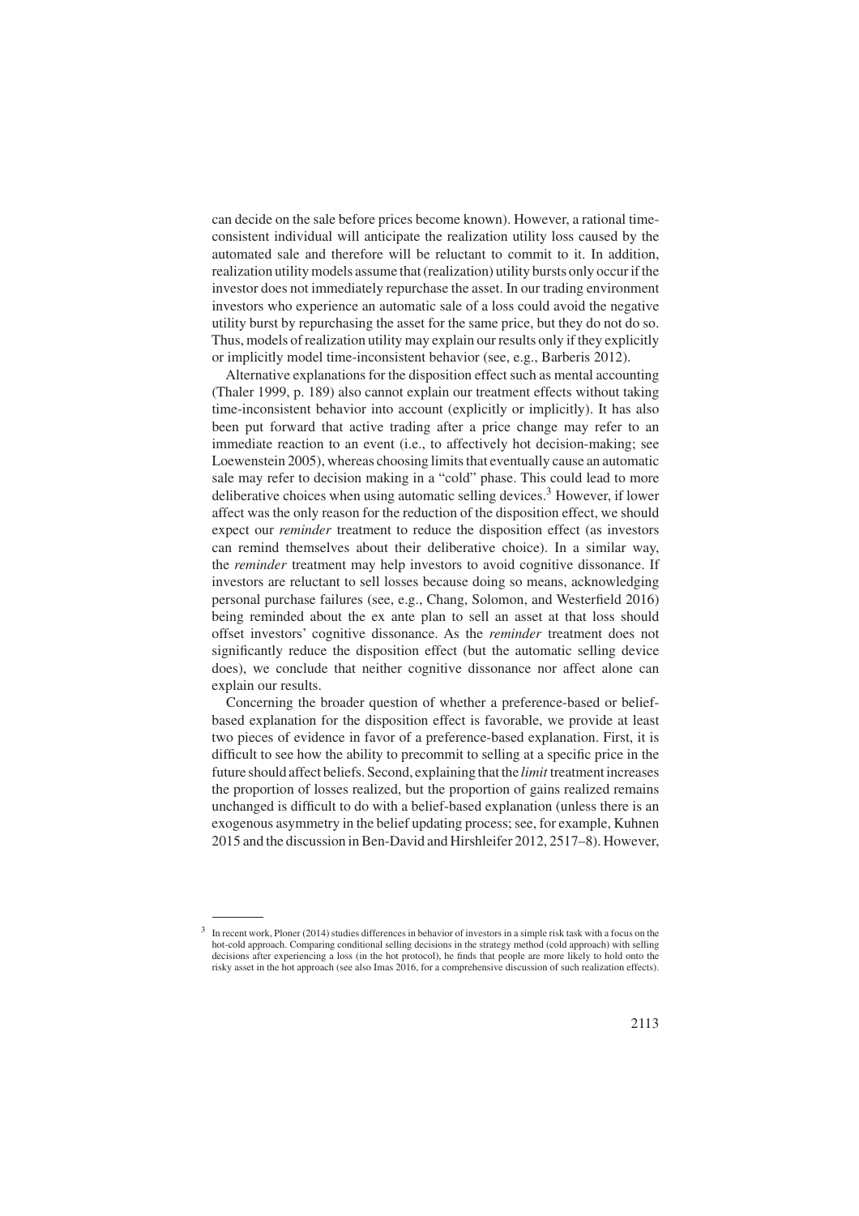can decide on the sale before prices become known). However, a rational time-consistent individual will anticipate the realization utility loss caused by the automated sale and therefore will be reluctant to commit to it. In addition, realization utility models assume that (realization) utility bursts only occur if the investor does not immediately repurchase the asset. In our trading environment investors who experience an automatic sale of a loss could avoid the negative utility burst by repurchasing the asset for the same price, but they do not do so. Thus, models of realization utility may explain our results only if they explicitly or implicitly model time-inconsistent behavior (see, e.g., Barberis 2012).

Alternative explanations for the disposition effect such as mental accounting (Thaler 1999, p. 189) also cannot explain our treatment effects without taking time-inconsistent behavior into account (explicitly or implicitly). It has also been put forward that active trading after a price change may refer to an immediate reaction to an event (i.e., to affectively hot decision-making; see Loewenstein 2005), whereas choosing limits that eventually cause an automatic sale may refer to decision making in a "cold" phase. This could lead to more deliberative choices when using automatic selling devices.[3] However, if lower affect was the only reason for the reduction of the disposition effect, we should expect our *reminder* treatment to reduce the disposition effect (as investors can remind themselves about their deliberative choice). In a similar way, the *reminder* treatment may help investors to avoid cognitive dissonance. If investors are reluctant to sell losses because doing so means, acknowledging personal purchase failures (see, e.g., Chang, Solomon, and Westerfield 2016) being reminded about the ex ante plan to sell an asset at that loss should offset investors' cognitive dissonance. As the *reminder* treatment does not significantly reduce the disposition effect (but the automatic selling device does), we conclude that neither cognitive dissonance nor affect alone can explain our results.

Concerning the broader question of whether a preference-based or belief-based explanation for the disposition effect is favorable, we provide at least two pieces of evidence in favor of a preference-based explanation. First, it is difficult to see how the ability to precommit to selling at a specific price in the future should affect beliefs. Second, explaining that the *limit* treatment increases the proportion of losses realized, but the proportion of gains realized remains unchanged is difficult to do with a belief-based explanation (unless there is an exogenous asymmetry in the belief updating process; see, for example, Kuhnen 2015 and the discussion in Ben-David and Hirshleifer 2012, 2517–8). However,

[3] In recent work, Ploner (2014) studies differences in behavior of investors in a simple risk task with a focus on the hot-cold approach. Comparing conditional selling decisions in the strategy method (cold approach) with selling decisions after experiencing a loss (in the hot protocol), he finds that people are more likely to hold onto the risky asset in the hot approach (see also Imas 2016, for a comprehensive discussion of such realization effects).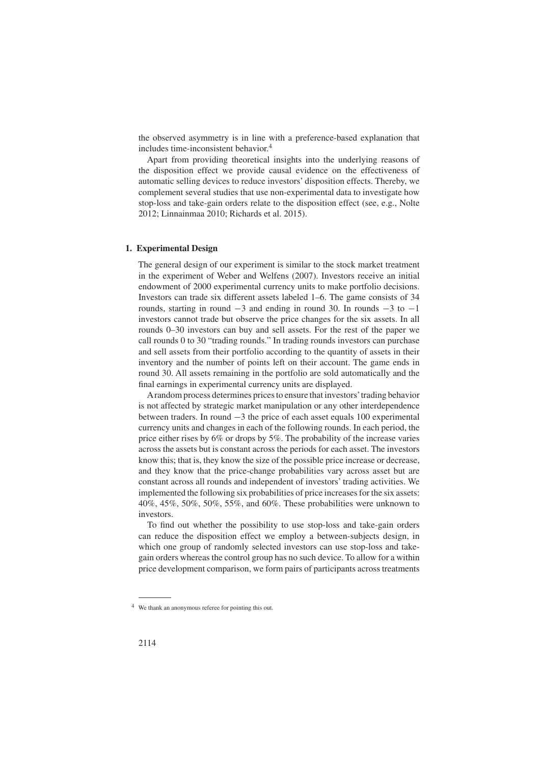the observed asymmetry is in line with a preference-based explanation that includes time-inconsistent behavior.[4]

Apart from providing theoretical insights into the underlying reasons of the disposition effect we provide causal evidence on the effectiveness of automatic selling devices to reduce investors' disposition effects. Thereby, we complement several studies that use non-experimental data to investigate how stop-loss and take-gain orders relate to the disposition effect (see, e.g., Nolte 2012; Linnainmaa 2010; Richards et al. 2015).

## 1. Experimental Design

The general design of our experiment is similar to the stock market treatment in the experiment of Weber and Welfens (2007). Investors receive an initial endowment of 2000 experimental currency units to make portfolio decisions. Investors can trade six different assets labeled 1–6. The game consists of 34 rounds, starting in round −3 and ending in round 30. In rounds −3 to −1 investors cannot trade but observe the price changes for the six assets. In all rounds 0–30 investors can buy and sell assets. For the rest of the paper we call rounds 0 to 30 "trading rounds." In trading rounds investors can purchase and sell assets from their portfolio according to the quantity of assets in their inventory and the number of points left on their account. The game ends in round 30. All assets remaining in the portfolio are sold automatically and the final earnings in experimental currency units are displayed.

A random process determines prices to ensure that investors' trading behavior is not affected by strategic market manipulation or any other interdependence between traders. In round −3 the price of each asset equals 100 experimental currency units and changes in each of the following rounds. In each period, the price either rises by 6% or drops by 5%. The probability of the increase varies across the assets but is constant across the periods for each asset. The investors know this; that is, they know the size of the possible price increase or decrease, and they know that the price-change probabilities vary across asset but are constant across all rounds and independent of investors' trading activities. We implemented the following six probabilities of price increases for the six assets: 40%, 45%, 50%, 50%, 55%, and 60%. These probabilities were unknown to investors.

To find out whether the possibility to use stop-loss and take-gain orders can reduce the disposition effect we employ a between-subjects design, in which one group of randomly selected investors can use stop-loss and take-gain orders whereas the control group has no such device. To allow for a within price development comparison, we form pairs of participants across treatments

[4] We thank an anonymous referee for pointing this out.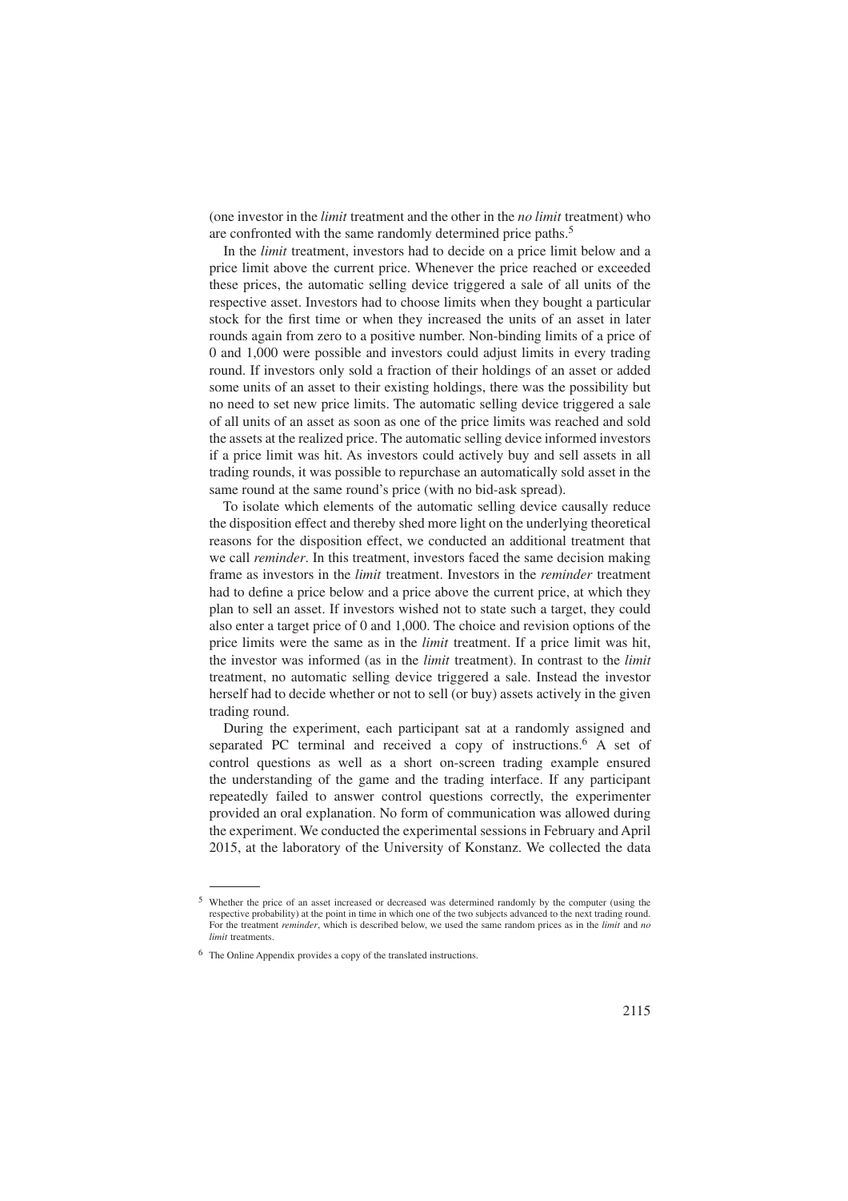(one investor in the *limit* treatment and the other in the *no limit* treatment) who are confronted with the same randomly determined price paths.[5]

In the *limit* treatment, investors had to decide on a price limit below and a price limit above the current price. Whenever the price reached or exceeded these prices, the automatic selling device triggered a sale of all units of the respective asset. Investors had to choose limits when they bought a particular stock for the first time or when they increased the units of an asset in later rounds again from zero to a positive number. Non-binding limits of a price of 0 and 1,000 were possible and investors could adjust limits in every trading round. If investors only sold a fraction of their holdings of an asset or added some units of an asset to their existing holdings, there was the possibility but no need to set new price limits. The automatic selling device triggered a sale of all units of an asset as soon as one of the price limits was reached and sold the assets at the realized price. The automatic selling device informed investors if a price limit was hit. As investors could actively buy and sell assets in all trading rounds, it was possible to repurchase an automatically sold asset in the same round at the same round's price (with no bid-ask spread).

To isolate which elements of the automatic selling device causally reduce the disposition effect and thereby shed more light on the underlying theoretical reasons for the disposition effect, we conducted an additional treatment that we call *reminder*. In this treatment, investors faced the same decision making frame as investors in the *limit* treatment. Investors in the *reminder* treatment had to define a price below and a price above the current price, at which they plan to sell an asset. If investors wished not to state such a target, they could also enter a target price of 0 and 1,000. The choice and revision options of the price limits were the same as in the *limit* treatment. If a price limit was hit, the investor was informed (as in the *limit* treatment). In contrast to the *limit* treatment, no automatic selling device triggered a sale. Instead the investor herself had to decide whether or not to sell (or buy) assets actively in the given trading round.

During the experiment, each participant sat at a randomly assigned and separated PC terminal and received a copy of instructions.[6] A set of control questions as well as a short on-screen trading example ensured the understanding of the game and the trading interface. If any participant repeatedly failed to answer control questions correctly, the experimenter provided an oral explanation. No form of communication was allowed during the experiment. We conducted the experimental sessions in February and April 2015, at the laboratory of the University of Konstanz. We collected the data

---

[5] Whether the price of an asset increased or decreased was determined randomly by the computer (using the respective probability) at the point in time in which one of the two subjects advanced to the next trading round. For the treatment *reminder*, which is described below, we used the same random prices as in the *limit* and *no limit* treatments.

[6] The Online Appendix provides a copy of the translated instructions.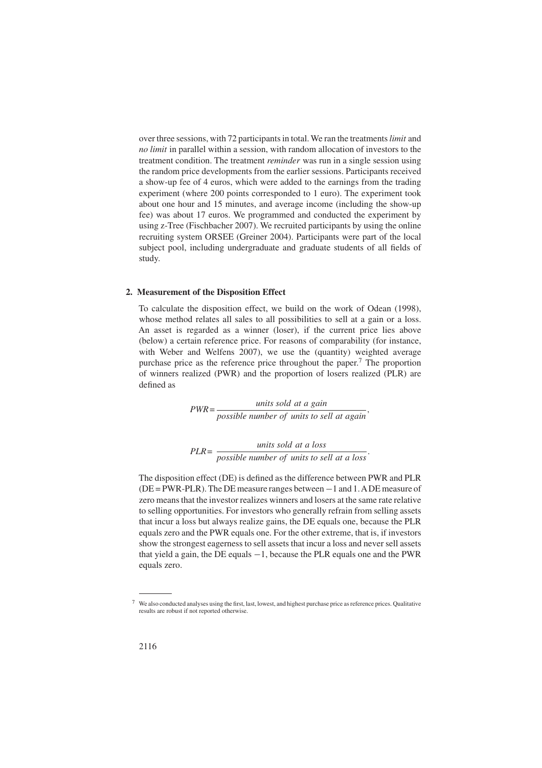over three sessions, with 72 participants in total. We ran the treatments *limit* and *no limit* in parallel within a session, with random allocation of investors to the treatment condition. The treatment *reminder* was run in a single session using the random price developments from the earlier sessions. Participants received a show-up fee of 4 euros, which were added to the earnings from the trading experiment (where 200 points corresponded to 1 euro). The experiment took about one hour and 15 minutes, and average income (including the show-up fee) was about 17 euros. We programmed and conducted the experiment by using z-Tree (Fischbacher 2007). We recruited participants by using the online recruiting system ORSEE (Greiner 2004). Participants were part of the local subject pool, including undergraduate and graduate students of all fields of study.

## 2. Measurement of the Disposition Effect

To calculate the disposition effect, we build on the work of Odean (1998), whose method relates all sales to all possibilities to sell at a gain or a loss. An asset is regarded as a winner (loser), if the current price lies above (below) a certain reference price. For reasons of comparability (for instance, with Weber and Welfens 2007), we use the (quantity) weighted average purchase price as the reference price throughout the paper.[7] The proportion of winners realized (PWR) and the proportion of losers realized (PLR) are defined as

$$PWR = \frac{\textit{units sold at a gain}}{\textit{possible number of units to sell at again}},$$

$$PLR = \frac{\textit{units sold at a loss}}{\textit{possible number of units to sell at a loss}}.$$

The disposition effect (DE) is defined as the difference between PWR and PLR (DE = PWR-PLR). The DE measure ranges between −1 and 1. A DE measure of zero means that the investor realizes winners and losers at the same rate relative to selling opportunities. For investors who generally refrain from selling assets that incur a loss but always realize gains, the DE equals one, because the PLR equals zero and the PWR equals one. For the other extreme, that is, if investors show the strongest eagerness to sell assets that incur a loss and never sell assets that yield a gain, the DE equals −1, because the PLR equals one and the PWR equals zero.

---

[7] We also conducted analyses using the first, last, lowest, and highest purchase price as reference prices. Qualitative results are robust if not reported otherwise.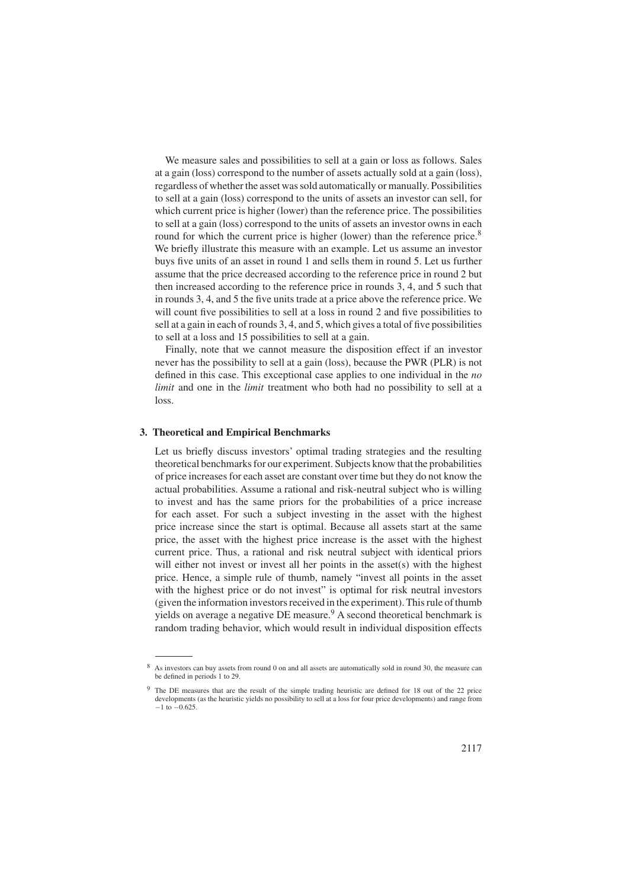We measure sales and possibilities to sell at a gain or loss as follows. Sales at a gain (loss) correspond to the number of assets actually sold at a gain (loss), regardless of whether the asset was sold automatically or manually. Possibilities to sell at a gain (loss) correspond to the units of assets an investor can sell, for which current price is higher (lower) than the reference price. The possibilities to sell at a gain (loss) correspond to the units of assets an investor owns in each round for which the current price is higher (lower) than the reference price.[8] We briefly illustrate this measure with an example. Let us assume an investor buys five units of an asset in round 1 and sells them in round 5. Let us further assume that the price decreased according to the reference price in round 2 but then increased according to the reference price in rounds 3, 4, and 5 such that in rounds 3, 4, and 5 the five units trade at a price above the reference price. We will count five possibilities to sell at a loss in round 2 and five possibilities to sell at a gain in each of rounds 3, 4, and 5, which gives a total of five possibilities to sell at a loss and 15 possibilities to sell at a gain.

Finally, note that we cannot measure the disposition effect if an investor never has the possibility to sell at a gain (loss), because the PWR (PLR) is not defined in this case. This exceptional case applies to one individual in the *no limit* and one in the *limit* treatment who both had no possibility to sell at a loss.

## 3. Theoretical and Empirical Benchmarks

Let us briefly discuss investors' optimal trading strategies and the resulting theoretical benchmarks for our experiment. Subjects know that the probabilities of price increases for each asset are constant over time but they do not know the actual probabilities. Assume a rational and risk-neutral subject who is willing to invest and has the same priors for the probabilities of a price increase for each asset. For such a subject investing in the asset with the highest price increase since the start is optimal. Because all assets start at the same price, the asset with the highest price increase is the asset with the highest current price. Thus, a rational and risk neutral subject with identical priors will either not invest or invest all her points in the asset(s) with the highest price. Hence, a simple rule of thumb, namely "invest all points in the asset with the highest price or do not invest" is optimal for risk neutral investors (given the information investors received in the experiment). This rule of thumb yields on average a negative DE measure.[9] A second theoretical benchmark is random trading behavior, which would result in individual disposition effects

---

[8] As investors can buy assets from round 0 on and all assets are automatically sold in round 30, the measure can be defined in periods 1 to 29.

[9] The DE measures that are the result of the simple trading heuristic are defined for 18 out of the 22 price developments (as the heuristic yields no possibility to sell at a loss for four price developments) and range from $-1$ to $-0.625$.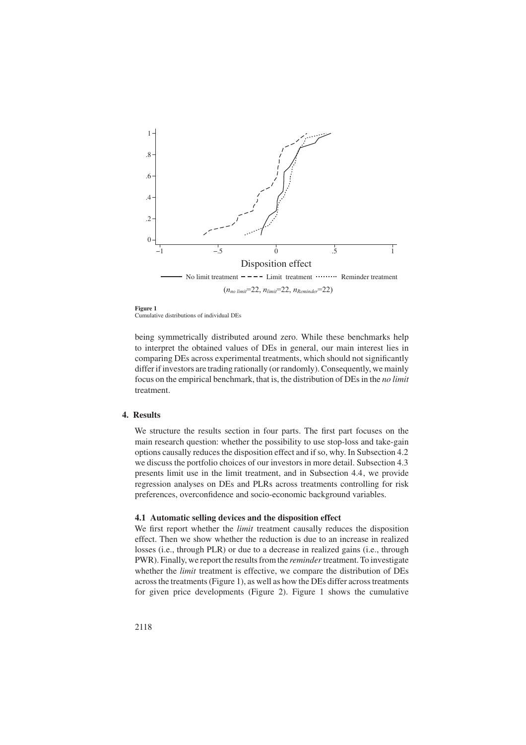**Figure 1**
Cumulative distributions of individual DEs

being symmetrically distributed around zero. While these benchmarks help to interpret the obtained values of DEs in general, our main interest lies in comparing DEs across experimental treatments, which should not significantly differ if investors are trading rationally (or randomly). Consequently, we mainly focus on the empirical benchmark, that is, the distribution of DEs in the *no limit* treatment.

## 4. Results

We structure the results section in four parts. The first part focuses on the main research question: whether the possibility to use stop-loss and take-gain options causally reduces the disposition effect and if so, why. In Subsection 4.2 we discuss the portfolio choices of our investors in more detail. Subsection 4.3 presents limit use in the limit treatment, and in Subsection 4.4, we provide regression analyses on DEs and PLRs across treatments controlling for risk preferences, overconfidence and socio-economic background variables.

### 4.1 Automatic selling devices and the disposition effect

We first report whether the *limit* treatment causally reduces the disposition effect. Then we show whether the reduction is due to an increase in realized losses (i.e., through PLR) or due to a decrease in realized gains (i.e., through PWR). Finally, we report the results from the *reminder* treatment. To investigate whether the *limit* treatment is effective, we compare the distribution of DEs across the treatments (Figure 1), as well as how the DEs differ across treatments for given price developments (Figure 2). Figure 1 shows the cumulative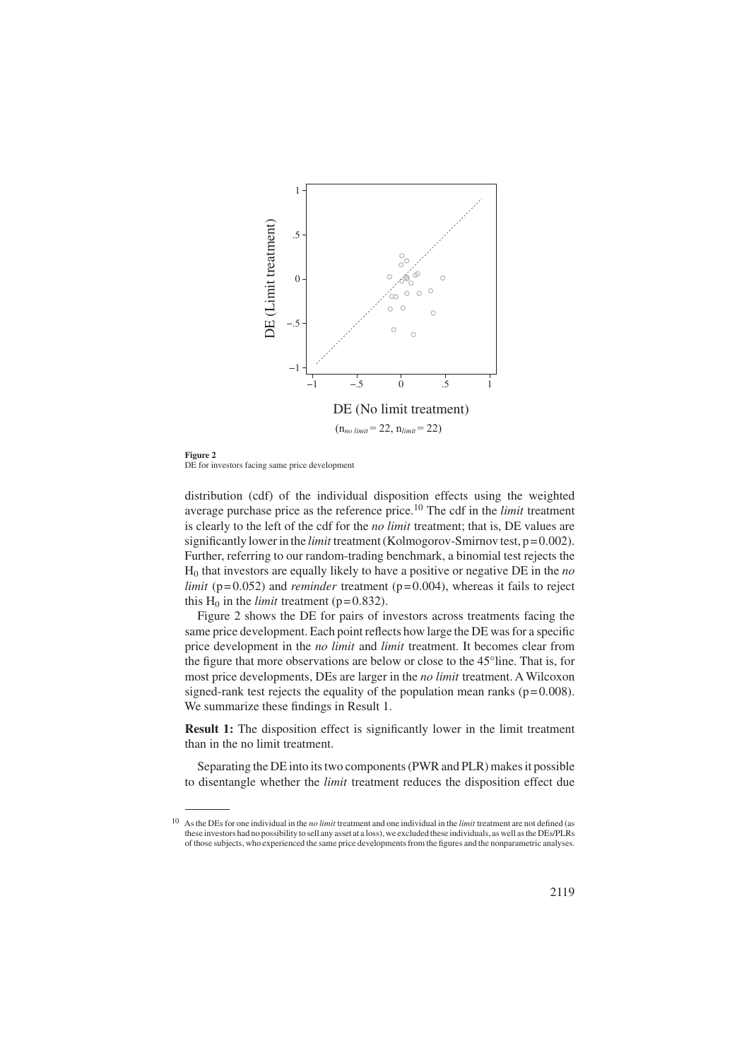**Figure 2**
DE for investors facing same price development

distribution (cdf) of the individual disposition effects using the weighted average purchase price as the reference price.[10] The cdf in the *limit* treatment is clearly to the left of the cdf for the *no limit* treatment; that is, DE values are significantly lower in the *limit* treatment (Kolmogorov-Smirnov test, $p=0.002$). Further, referring to our random-trading benchmark, a binomial test rejects the $H_0$ that investors are equally likely to have a positive or negative DE in the *no limit* ($p=0.052$) and *reminder* treatment ($p=0.004$), whereas it fails to reject this $H_0$ in the *limit* treatment ($p=0.832$).

Figure 2 shows the DE for pairs of investors across treatments facing the same price development. Each point reflects how large the DE was for a specific price development in the *no limit* and *limit* treatment. It becomes clear from the figure that more observations are below or close to the 45°line. That is, for most price developments, DEs are larger in the *no limit* treatment. A Wilcoxon signed-rank test rejects the equality of the population mean ranks ($p=0.008$). We summarize these findings in Result 1.

**Result 1:** The disposition effect is significantly lower in the limit treatment than in the no limit treatment.

Separating the DE into its two components (PWR and PLR) makes it possible to disentangle whether the *limit* treatment reduces the disposition effect due

[10] As the DEs for one individual in the *no limit* treatment and one individual in the *limit* treatment are not defined (as these investors had no possibility to sell any asset at a loss), we excluded these individuals, as well as the DEs/PLRs of those subjects, who experienced the same price developments from the figures and the nonparametric analyses.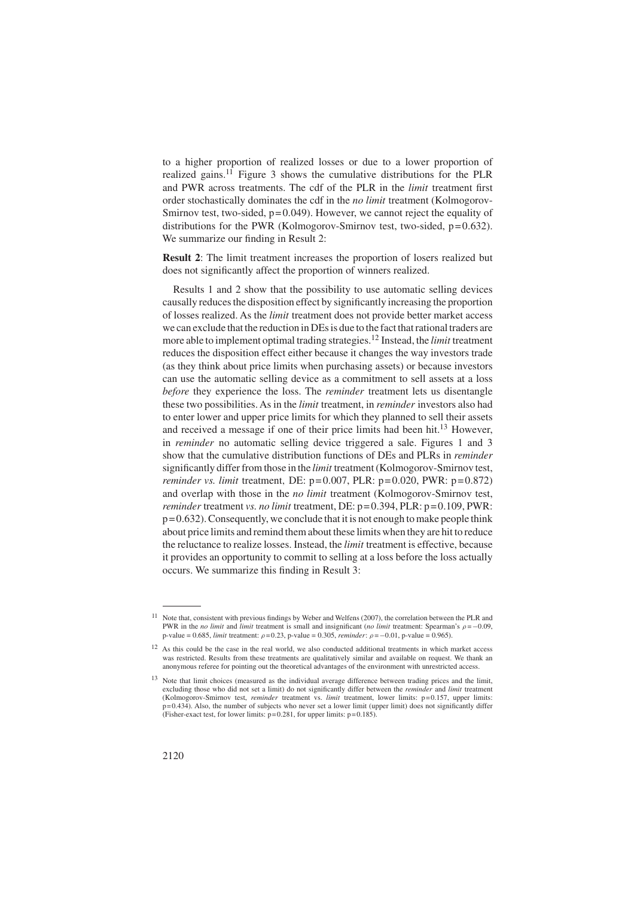to a higher proportion of realized losses or due to a lower proportion of realized gains.[11] Figure 3 shows the cumulative distributions for the PLR and PWR across treatments. The cdf of the PLR in the *limit* treatment first order stochastically dominates the cdf in the *no limit* treatment (Kolmogorov-Smirnov test, two-sided, $p=0.049$). However, we cannot reject the equality of distributions for the PWR (Kolmogorov-Smirnov test, two-sided, $p=0.632$). We summarize our finding in Result 2:

**Result 2**: The limit treatment increases the proportion of losers realized but does not significantly affect the proportion of winners realized.

Results 1 and 2 show that the possibility to use automatic selling devices causally reduces the disposition effect by significantly increasing the proportion of losses realized. As the *limit* treatment does not provide better market access we can exclude that the reduction in DEs is due to the fact that rational traders are more able to implement optimal trading strategies.[12] Instead, the *limit* treatment reduces the disposition effect either because it changes the way investors trade (as they think about price limits when purchasing assets) or because investors can use the automatic selling device as a commitment to sell assets at a loss *before* they experience the loss. The *reminder* treatment lets us disentangle these two possibilities. As in the *limit* treatment, in *reminder* investors also had to enter lower and upper price limits for which they planned to sell their assets and received a message if one of their price limits had been hit.[13] However, in *reminder* no automatic selling device triggered a sale. Figures 1 and 3 show that the cumulative distribution functions of DEs and PLRs in *reminder* significantly differ from those in the *limit* treatment (Kolmogorov-Smirnov test, *reminder vs. limit* treatment, DE: $p=0.007$, PLR: $p=0.020$, PWR: $p=0.872$) and overlap with those in the *no limit* treatment (Kolmogorov-Smirnov test, *reminder* treatment *vs. no limit* treatment, DE: $p=0.394$, PLR: $p=0.109$, PWR: $p=0.632$). Consequently, we conclude that it is not enough to make people think about price limits and remind them about these limits when they are hit to reduce the reluctance to realize losses. Instead, the *limit* treatment is effective, because it provides an opportunity to commit to selling at a loss before the loss actually occurs. We summarize this finding in Result 3:

---

[11] Note that, consistent with previous findings by Weber and Welfens (2007), the correlation between the PLR and PWR in the *no limit* and *limit* treatment is small and insignificant (*no limit* treatment: Spearman's $\rho=-0.09$, p-value = 0.685, *limit* treatment: $\rho=0.23$, p-value = 0.305, *reminder*: $\rho=-0.01$, p-value = 0.965).

[12] As this could be the case in the real world, we also conducted additional treatments in which market access was restricted. Results from these treatments are qualitatively similar and available on request. We thank an anonymous referee for pointing out the theoretical advantages of the environment with unrestricted access.

[13] Note that limit choices (measured as the individual average difference between trading prices and the limit, excluding those who did not set a limit) do not significantly differ between the *reminder* and *limit* treatment (Kolmogorov-Smirnov test, *reminder* treatment vs. *limit* treatment, lower limits: $p=0.157$, upper limits: $p=0.434$). Also, the number of subjects who never set a lower limit (upper limit) does not significantly differ (Fisher-exact test, for lower limits: $p=0.281$, for upper limits: $p=0.185$).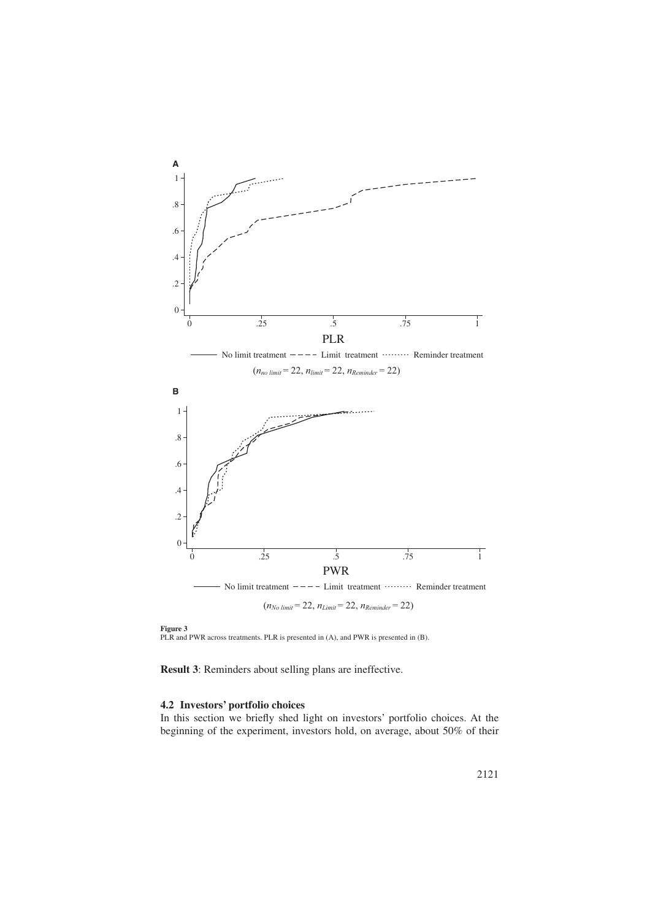**Figure 3**
PLR and PWR across treatments. PLR is presented in (A), and PWR is presented in (B).

**Result 3**: Reminders about selling plans are ineffective.

### 4.2 Investors' portfolio choices

In this section we briefly shed light on investors' portfolio choices. At the beginning of the experiment, investors hold, on average, about 50% of their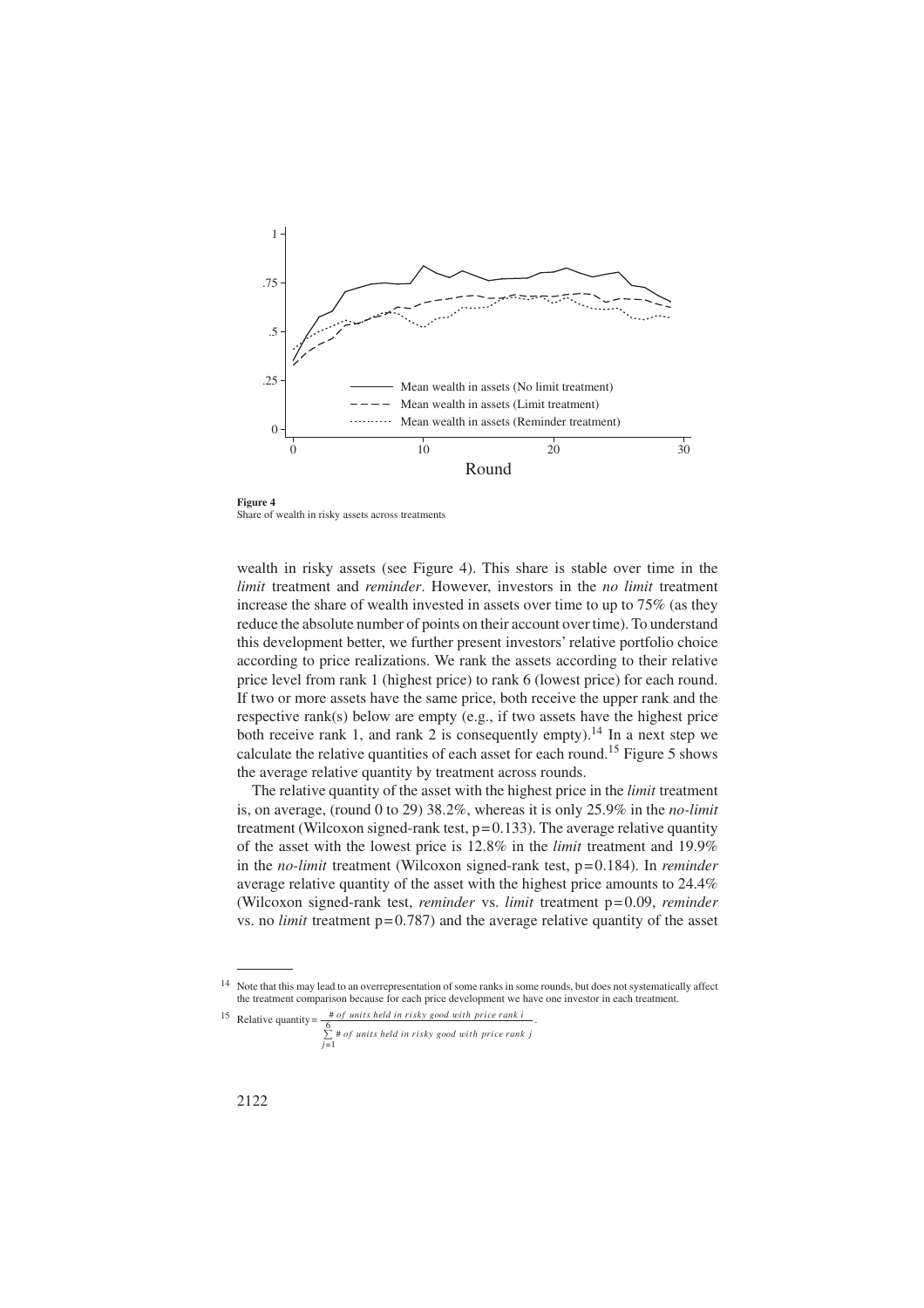**Figure 4**
Share of wealth in risky assets across treatments

wealth in risky assets (see Figure 4). This share is stable over time in the *limit* treatment and *reminder*. However, investors in the *no limit* treatment increase the share of wealth invested in assets over time to up to 75% (as they reduce the absolute number of points on their account over time). To understand this development better, we further present investors' relative portfolio choice according to price realizations. We rank the assets according to their relative price level from rank 1 (highest price) to rank 6 (lowest price) for each round. If two or more assets have the same price, both receive the upper rank and the respective rank(s) below are empty (e.g., if two assets have the highest price both receive rank 1, and rank 2 is consequently empty).[14] In a next step we calculate the relative quantities of each asset for each round.[15] Figure 5 shows the average relative quantity by treatment across rounds.

The relative quantity of the asset with the highest price in the *limit* treatment is, on average, (round 0 to 29) 38.2%, whereas it is only 25.9% in the *no-limit* treatment (Wilcoxon signed-rank test, p=0.133). The average relative quantity of the asset with the lowest price is 12.8% in the *limit* treatment and 19.9% in the *no-limit* treatment (Wilcoxon signed-rank test, p=0.184). In *reminder* average relative quantity of the asset with the highest price amounts to 24.4% (Wilcoxon signed-rank test, *reminder* vs. *limit* treatment p=0.09, *reminder* vs. no *limit* treatment p=0.787) and the average relative quantity of the asset

[14] Note that this may lead to an overrepresentation of some ranks in some rounds, but does not systematically affect the treatment comparison because for each price development we have one investor in each treatment.

[15] $\text{Relative quantity} = \dfrac{\#\ \text{of units held in risky good with price rank } i}{\sum_{j=1}^{6} \#\ \text{of units held in risky good with price rank } j}.$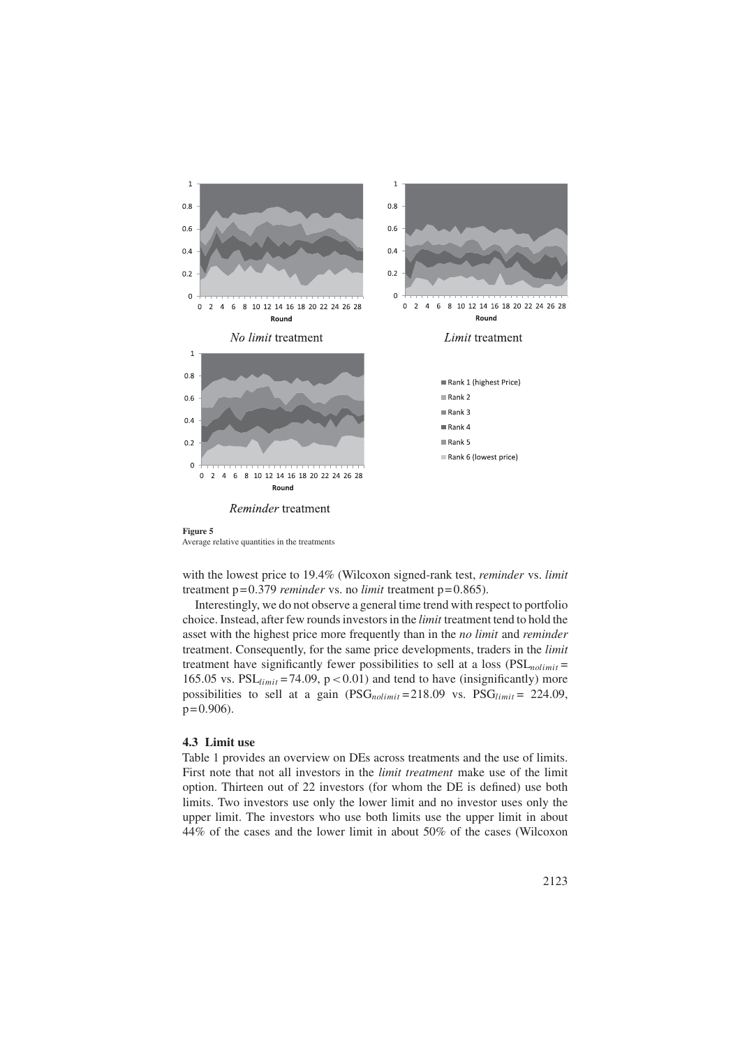**Figure 5**
Average relative quantities in the treatments

with the lowest price to 19.4% (Wilcoxon signed-rank test, *reminder* vs. *limit* treatment $p = 0.379$ *reminder* vs. no *limit* treatment $p = 0.865$).

Interestingly, we do not observe a general time trend with respect to portfolio choice. Instead, after few rounds investors in the *limit* treatment tend to hold the asset with the highest price more frequently than in the *no limit* and *reminder* treatment. Consequently, for the same price developments, traders in the *limit* treatment have significantly fewer possibilities to sell at a loss ($PSL_{nolimit} = 165.05$ vs. $PSL_{limit} = 74.09$, $p < 0.01$) and tend to have (insignificantly) more possibilities to sell at a gain ($PSG_{nolimit} = 218.09$ vs. $PSG_{limit} = 224.09$, $p = 0.906$).

### 4.3 Limit use

Table 1 provides an overview on DEs across treatments and the use of limits. First note that not all investors in the *limit treatment* make use of the limit option. Thirteen out of 22 investors (for whom the DE is defined) use both limits. Two investors use only the lower limit and no investor uses only the upper limit. The investors who use both limits use the upper limit in about 44% of the cases and the lower limit in about 50% of the cases (Wilcoxon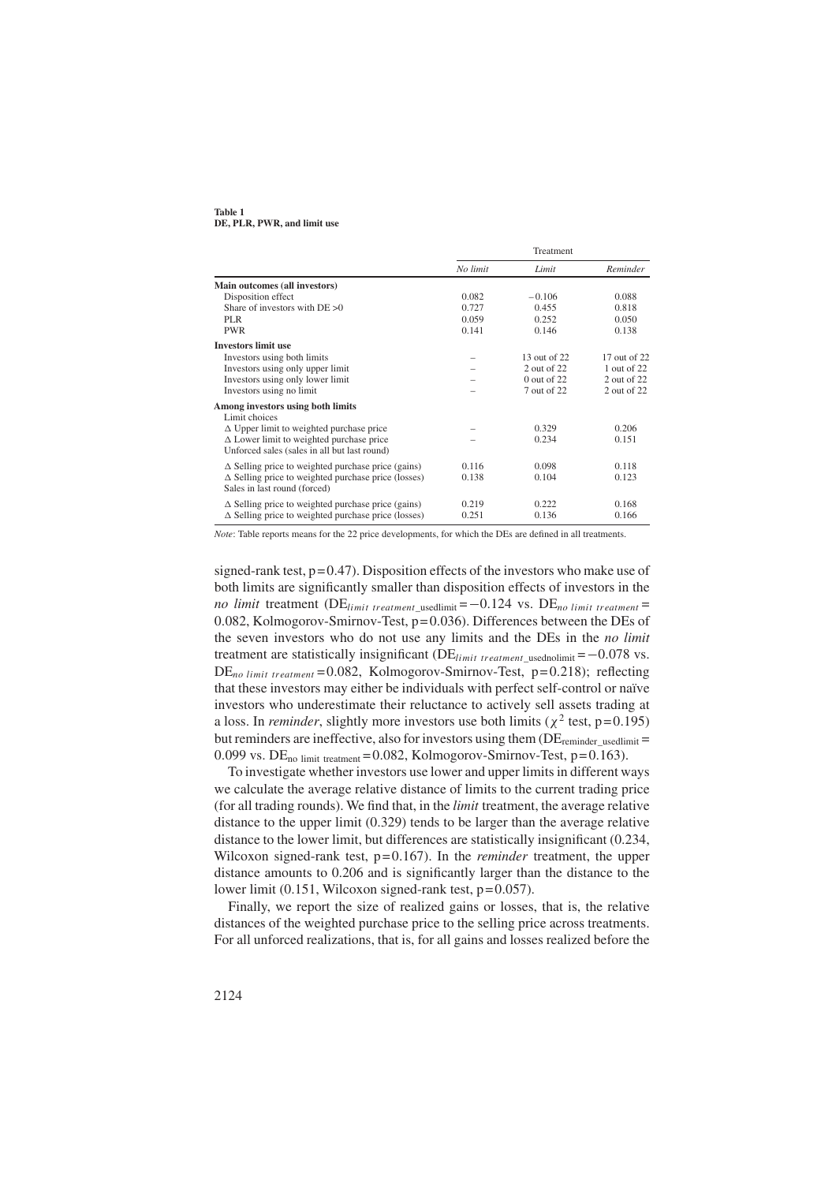**Table 1**
**DE, PLR, PWR, and limit use**

| | Treatment | | |
|---|---|---|---|
| | *No limit* | *Limit* | *Reminder* |
| **Main outcomes (all investors)** | | | |
| Disposition effect | 0.082 | −0.106 | 0.088 |
| Share of investors with DE >0 | 0.727 | 0.455 | 0.818 |
| PLR | 0.059 | 0.252 | 0.050 |
| PWR | 0.141 | 0.146 | 0.138 |
| **Investors limit use** | | | |
| Investors using both limits | – | 13 out of 22 | 17 out of 22 |
| Investors using only upper limit | – | 2 out of 22 | 1 out of 22 |
| Investors using only lower limit | – | 0 out of 22 | 2 out of 22 |
| Investors using no limit | – | 7 out of 22 | 2 out of 22 |
| **Among investors using both limits** | | | |
| Limit choices | | | |
| Δ Upper limit to weighted purchase price | – | 0.329 | 0.206 |
| Δ Lower limit to weighted purchase price | – | 0.234 | 0.151 |
| Unforced sales (sales in all but last round) | | | |
| Δ Selling price to weighted purchase price (gains) | 0.116 | 0.098 | 0.118 |
| Δ Selling price to weighted purchase price (losses) | 0.138 | 0.104 | 0.123 |
| Sales in last round (forced) | | | |
| Δ Selling price to weighted purchase price (gains) | 0.219 | 0.222 | 0.168 |
| Δ Selling price to weighted purchase price (losses) | 0.251 | 0.136 | 0.166 |

*Note*: Table reports means for the 22 price developments, for which the DEs are defined in all treatments.

signed-rank test, p = 0.47). Disposition effects of the investors who make use of both limits are significantly smaller than disposition effects of investors in the *no limit* treatment ($DE_{limit\ treatment\_usedlimit} = -0.124$ vs. $DE_{no\ limit\ treatment} = 0.082$, Kolmogorov-Smirnov-Test, p = 0.036). Differences between the DEs of the seven investors who do not use any limits and the DEs in the *no limit* treatment are statistically insignificant ($DE_{limit\ treatment\_usednolimit} = -0.078$ vs. $DE_{no\ limit\ treatment} = 0.082$, Kolmogorov-Smirnov-Test, p = 0.218); reflecting that these investors may either be individuals with perfect self-control or naïve investors who underestimate their reluctance to actively sell assets trading at a loss. In *reminder*, slightly more investors use both limits ($\chi^2$ test, p = 0.195) but reminders are ineffective, also for investors using them ($DE_{reminder\_usedlimit} = 0.099$ vs. $DE_{no\ limit\ treatment} = 0.082$, Kolmogorov-Smirnov-Test, p = 0.163).

To investigate whether investors use lower and upper limits in different ways we calculate the average relative distance of limits to the current trading price (for all trading rounds). We find that, in the *limit* treatment, the average relative distance to the upper limit (0.329) tends to be larger than the average relative distance to the lower limit, but differences are statistically insignificant (0.234, Wilcoxon signed-rank test, p = 0.167). In the *reminder* treatment, the upper distance amounts to 0.206 and is significantly larger than the distance to the lower limit (0.151, Wilcoxon signed-rank test, p = 0.057).

Finally, we report the size of realized gains or losses, that is, the relative distances of the weighted purchase price to the selling price across treatments. For all unforced realizations, that is, for all gains and losses realized before the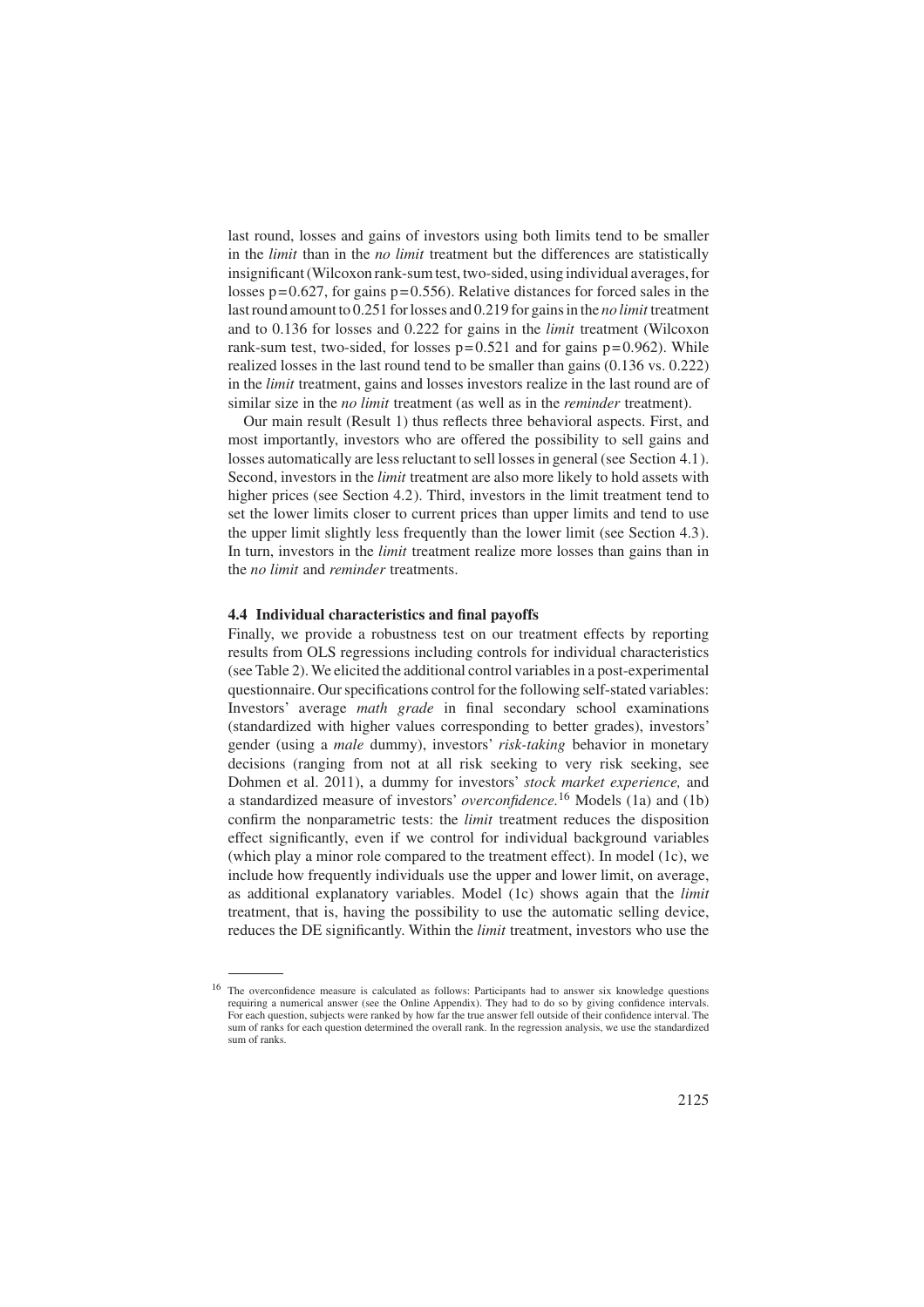last round, losses and gains of investors using both limits tend to be smaller in the *limit* than in the *no limit* treatment but the differences are statistically insignificant (Wilcoxon rank-sum test, two-sided, using individual averages, for losses $p=0.627$, for gains $p=0.556$). Relative distances for forced sales in the last round amount to 0.251 for losses and 0.219 for gains in the *no limit* treatment and to 0.136 for losses and 0.222 for gains in the *limit* treatment (Wilcoxon rank-sum test, two-sided, for losses $p=0.521$ and for gains $p=0.962$). While realized losses in the last round tend to be smaller than gains (0.136 vs. 0.222) in the *limit* treatment, gains and losses investors realize in the last round are of similar size in the *no limit* treatment (as well as in the *reminder* treatment).

Our main result (Result 1) thus reflects three behavioral aspects. First, and most importantly, investors who are offered the possibility to sell gains and losses automatically are less reluctant to sell losses in general (see Section 4.1). Second, investors in the *limit* treatment are also more likely to hold assets with higher prices (see Section 4.2). Third, investors in the limit treatment tend to set the lower limits closer to current prices than upper limits and tend to use the upper limit slightly less frequently than the lower limit (see Section 4.3). In turn, investors in the *limit* treatment realize more losses than gains than in the *no limit* and *reminder* treatments.

### 4.4 Individual characteristics and final payoffs

Finally, we provide a robustness test on our treatment effects by reporting results from OLS regressions including controls for individual characteristics (see Table 2). We elicited the additional control variables in a post-experimental questionnaire. Our specifications control for the following self-stated variables: Investors' average *math grade* in final secondary school examinations (standardized with higher values corresponding to better grades), investors' gender (using a *male* dummy), investors' *risk-taking* behavior in monetary decisions (ranging from not at all risk seeking to very risk seeking, see Dohmen et al. 2011), a dummy for investors' *stock market experience,* and a standardized measure of investors' *overconfidence.*[16] Models (1a) and (1b) confirm the nonparametric tests: the *limit* treatment reduces the disposition effect significantly, even if we control for individual background variables (which play a minor role compared to the treatment effect). In model (1c), we include how frequently individuals use the upper and lower limit, on average, as additional explanatory variables. Model (1c) shows again that the *limit* treatment, that is, having the possibility to use the automatic selling device, reduces the DE significantly. Within the *limit* treatment, investors who use the

---

[16] The overconfidence measure is calculated as follows: Participants had to answer six knowledge questions requiring a numerical answer (see the Online Appendix). They had to do so by giving confidence intervals. For each question, subjects were ranked by how far the true answer fell outside of their confidence interval. The sum of ranks for each question determined the overall rank. In the regression analysis, we use the standardized sum of ranks.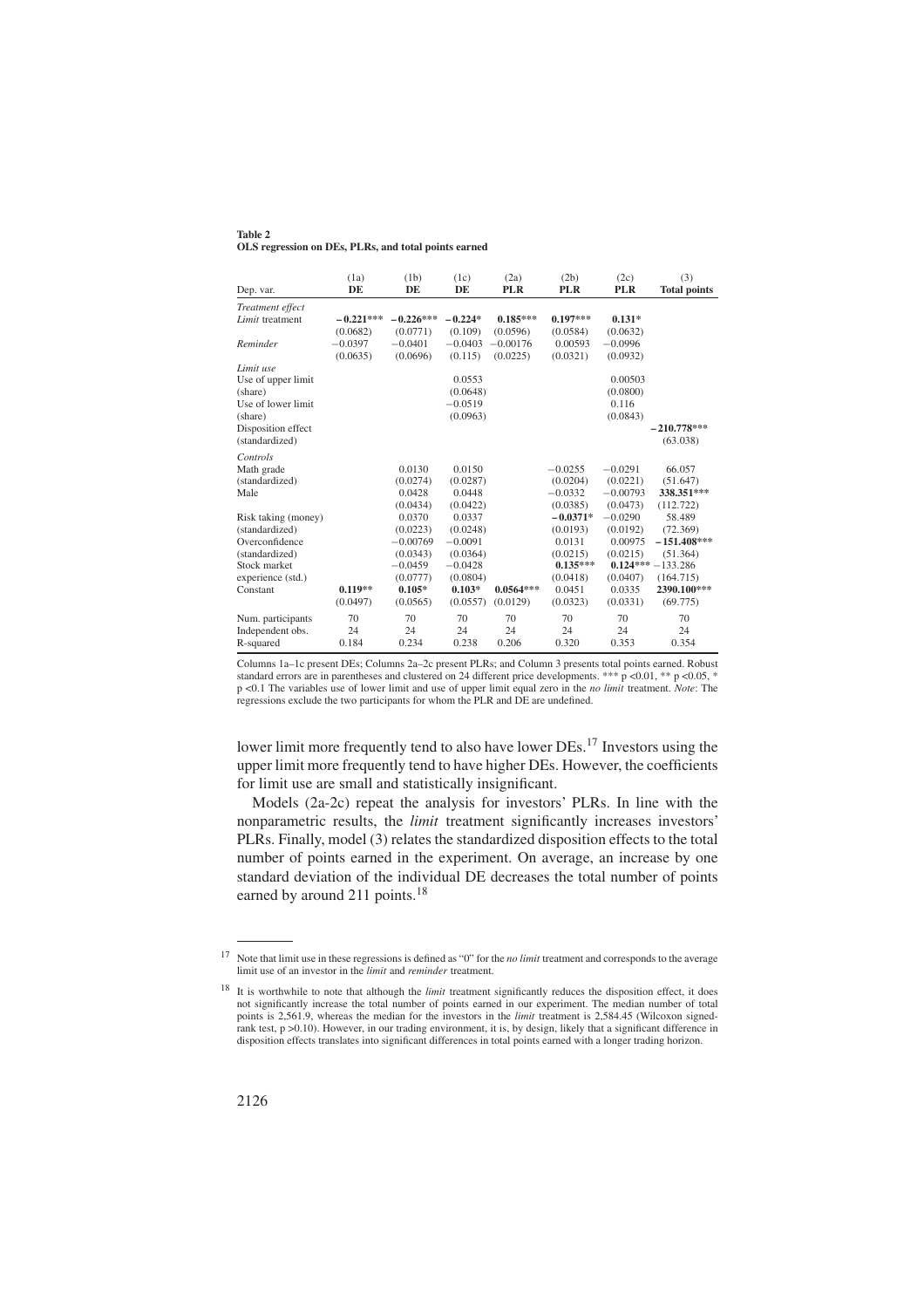**Table 2**
**OLS regression on DEs, PLRs, and total points earned**

| Dep. var. | (1a) DE | (1b) DE | (1c) DE | (2a) PLR | (2b) PLR | (2c) PLR | (3) Total points |
|---|---|---|---|---|---|---|---|
| *Treatment effect* | | | | | | | |
| *Limit* treatment | **−0.221*****| **−0.226***** | **−0.224*** | **0.185***** | **0.197***** | **0.131*** | |
| | (0.0682) | (0.0771) | (0.109) | (0.0596) | (0.0584) | (0.0632) | |
| *Reminder* | −0.0397 | −0.0401 | −0.0403 | −0.00176 | 0.00593 | −0.0996 | |
| | (0.0635) | (0.0696) | (0.115) | (0.0225) | (0.0321) | (0.0932) | |
| *Limit use* | | | | | | | |
| Use of upper limit | | | 0.0553 | | | 0.00503 | |
| (share) | | | (0.0648) | | | (0.0800) | |
| Use of lower limit | | | −0.0519 | | | 0.116 | |
| (share) | | | (0.0963) | | | (0.0843) | |
| Disposition effect | | | | | | | **−210.778***** |
| (standardized) | | | | | | | (63.038) |
| *Controls* | | | | | | | |
| Math grade | | 0.0130 | 0.0150 | | −0.0255 | −0.0291 | 66.057 |
| (standardized) | | (0.0274) | (0.0287) | | (0.0204) | (0.0221) | (51.647) |
| Male | | 0.0428 | 0.0448 | | −0.0332 | −0.00793 | **338.351***** |
| | | (0.0434) | (0.0422) | | (0.0385) | (0.0473) | (112.722) |
| Risk taking (money) | | 0.0370 | 0.0337 | | **−0.0371*** | −0.0290 | 58.489 |
| (standardized) | | (0.0223) | (0.0248) | | (0.0193) | (0.0192) | (72.369) |
| Overconfidence | | −0.00769 | −0.0091 | | 0.0131 | 0.00975 | **−151.408***** |
| (standardized) | | (0.0343) | (0.0364) | | (0.0215) | (0.0215) | (51.364) |
| Stock market | | −0.0459 | −0.0428 | | **0.135***** | **0.124***** | −133.286 |
| experience (std.) | | (0.0777) | (0.0804) | | (0.0418) | (0.0407) | (164.715) |
| Constant | **0.119**** | **0.105*** | **0.103*** | **0.0564***** | 0.0451 | 0.0335 | **2390.100***** |
| | (0.0497) | (0.0565) | (0.0557) | (0.0129) | (0.0323) | (0.0331) | (69.775) |
| Num. participants | 70 | 70 | 70 | 70 | 70 | 70 | 70 |
| Independent obs. | 24 | 24 | 24 | 24 | 24 | 24 | 24 |
| R-squared | 0.184 | 0.234 | 0.238 | 0.206 | 0.320 | 0.353 | 0.354 |

Columns 1a–1c present DEs; Columns 2a–2c present PLRs; and Column 3 presents total points earned. Robust standard errors are in parentheses and clustered on 24 different price developments. *** $p<0.01$, ** $p<0.05$, * $p<0.1$ The variables use of lower limit and use of upper limit equal zero in the *no limit* treatment. *Note*: The regressions exclude the two participants for whom the PLR and DE are undefined.

lower limit more frequently tend to also have lower DEs.[17] Investors using the upper limit more frequently tend to have higher DEs. However, the coefficients for limit use are small and statistically insignificant.

Models (2a-2c) repeat the analysis for investors' PLRs. In line with the nonparametric results, the *limit* treatment significantly increases investors' PLRs. Finally, model (3) relates the standardized disposition effects to the total number of points earned in the experiment. On average, an increase by one standard deviation of the individual DE decreases the total number of points earned by around 211 points.[18]

[17] Note that limit use in these regressions is defined as "0" for the *no limit* treatment and corresponds to the average limit use of an investor in the *limit* and *reminder* treatment.

[18] It is worthwhile to note that although the *limit* treatment significantly reduces the disposition effect, it does not significantly increase the total number of points earned in our experiment. The median number of total points is 2,561.9, whereas the median for the investors in the *limit* treatment is 2,584.45 (Wilcoxon signed-rank test, $p>0.10$). However, in our trading environment, it is, by design, likely that a significant difference in disposition effects translates into significant differences in total points earned with a longer trading horizon.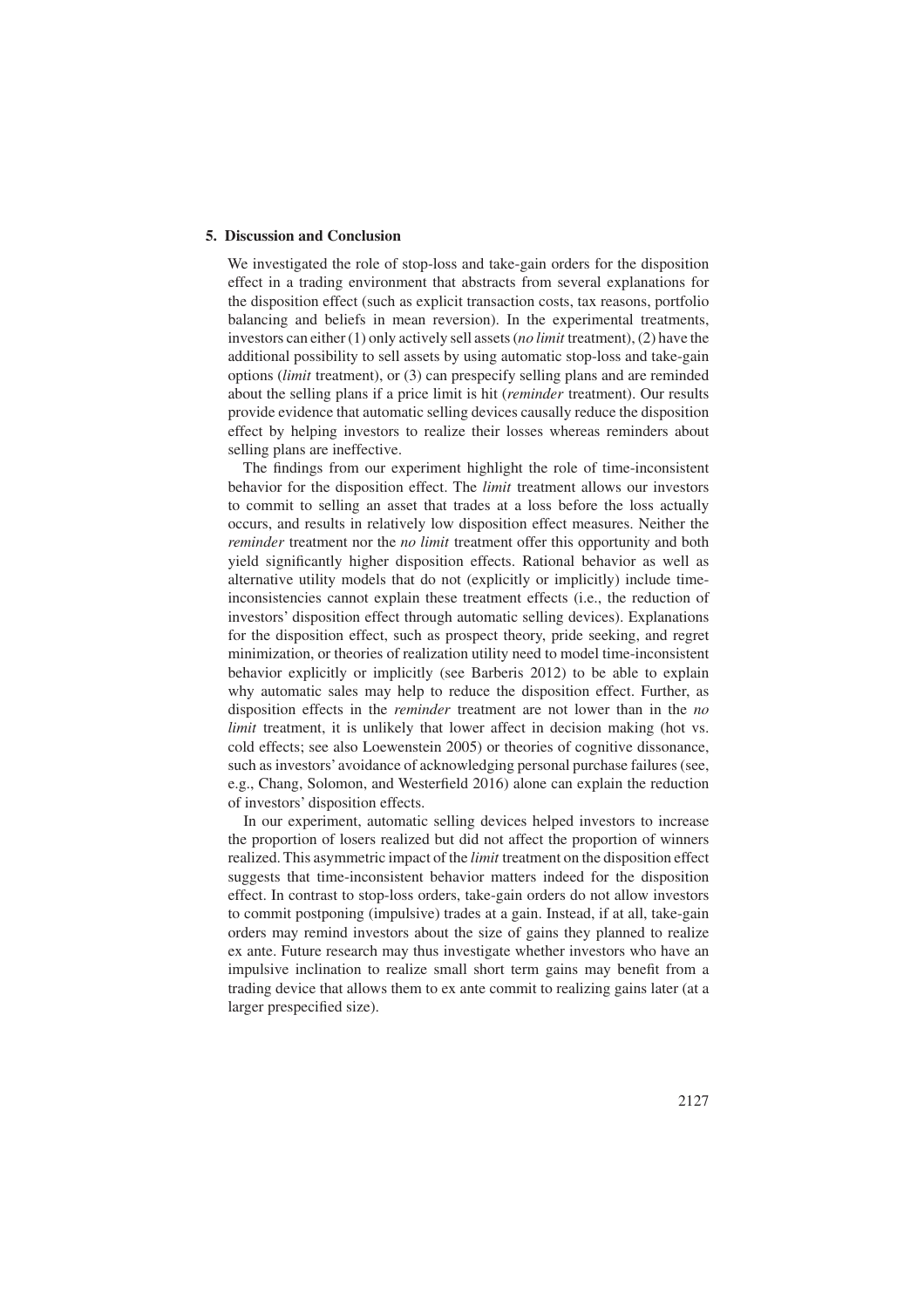## 5. Discussion and Conclusion

We investigated the role of stop-loss and take-gain orders for the disposition effect in a trading environment that abstracts from several explanations for the disposition effect (such as explicit transaction costs, tax reasons, portfolio balancing and beliefs in mean reversion). In the experimental treatments, investors can either (1) only actively sell assets (*no limit* treatment), (2) have the additional possibility to sell assets by using automatic stop-loss and take-gain options (*limit* treatment), or (3) can prespecify selling plans and are reminded about the selling plans if a price limit is hit (*reminder* treatment). Our results provide evidence that automatic selling devices causally reduce the disposition effect by helping investors to realize their losses whereas reminders about selling plans are ineffective.

The findings from our experiment highlight the role of time-inconsistent behavior for the disposition effect. The *limit* treatment allows our investors to commit to selling an asset that trades at a loss before the loss actually occurs, and results in relatively low disposition effect measures. Neither the *reminder* treatment nor the *no limit* treatment offer this opportunity and both yield significantly higher disposition effects. Rational behavior as well as alternative utility models that do not (explicitly or implicitly) include time-inconsistencies cannot explain these treatment effects (i.e., the reduction of investors' disposition effect through automatic selling devices). Explanations for the disposition effect, such as prospect theory, pride seeking, and regret minimization, or theories of realization utility need to model time-inconsistent behavior explicitly or implicitly (see Barberis 2012) to be able to explain why automatic sales may help to reduce the disposition effect. Further, as disposition effects in the *reminder* treatment are not lower than in the *no limit* treatment, it is unlikely that lower affect in decision making (hot vs. cold effects; see also Loewenstein 2005) or theories of cognitive dissonance, such as investors' avoidance of acknowledging personal purchase failures (see, e.g., Chang, Solomon, and Westerfield 2016) alone can explain the reduction of investors' disposition effects.

In our experiment, automatic selling devices helped investors to increase the proportion of losers realized but did not affect the proportion of winners realized. This asymmetric impact of the *limit* treatment on the disposition effect suggests that time-inconsistent behavior matters indeed for the disposition effect. In contrast to stop-loss orders, take-gain orders do not allow investors to commit postponing (impulsive) trades at a gain. Instead, if at all, take-gain orders may remind investors about the size of gains they planned to realize ex ante. Future research may thus investigate whether investors who have an impulsive inclination to realize small short term gains may benefit from a trading device that allows them to ex ante commit to realizing gains later (at a larger prespecified size).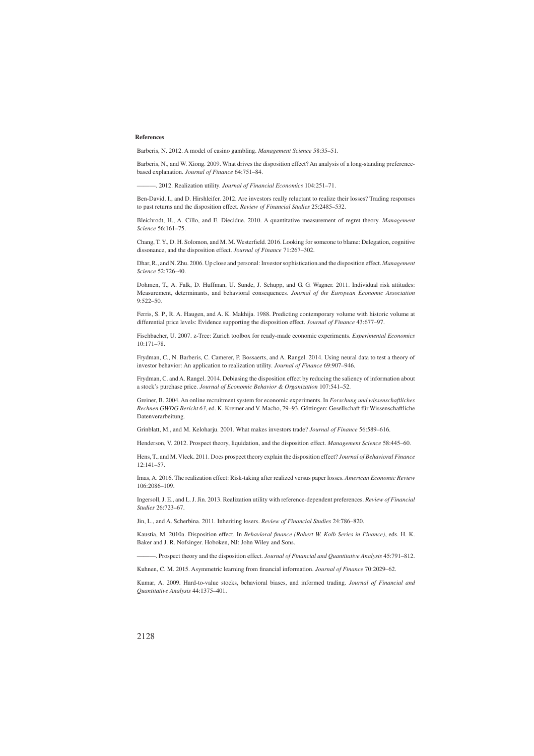**References**

Barberis, N. 2012. A model of casino gambling. *Management Science* 58:35–51.

Barberis, N., and W. Xiong. 2009. What drives the disposition effect? An analysis of a long-standing preference-based explanation. *Journal of Finance* 64:751–84.

———. 2012. Realization utility. *Journal of Financial Economics* 104:251–71.

Ben-David, I., and D. Hirshleifer. 2012. Are investors really reluctant to realize their losses? Trading responses to past returns and the disposition effect. *Review of Financial Studies* 25:2485–532.

Bleichrodt, H., A. Cillo, and E. Diecidue. 2010. A quantitative measurement of regret theory. *Management Science* 56:161–75.

Chang, T. Y., D. H. Solomon, and M. M. Westerfield. 2016. Looking for someone to blame: Delegation, cognitive dissonance, and the disposition effect. *Journal of Finance* 71:267–302.

Dhar, R., and N. Zhu. 2006. Up close and personal: Investor sophistication and the disposition effect. *Management Science* 52:726–40.

Dohmen, T., A. Falk, D. Huffman, U. Sunde, J. Schupp, and G. G. Wagner. 2011. Individual risk attitudes: Measurement, determinants, and behavioral consequences. *Journal of the European Economic Association* 9:522–50.

Ferris, S. P., R. A. Haugen, and A. K. Makhija. 1988. Predicting contemporary volume with historic volume at differential price levels: Evidence supporting the disposition effect. *Journal of Finance* 43:677–97.

Fischbacher, U. 2007. z-Tree: Zurich toolbox for ready-made economic experiments. *Experimental Economics* 10:171–78.

Frydman, C., N. Barberis, C. Camerer, P. Bossaerts, and A. Rangel. 2014. Using neural data to test a theory of investor behavior: An application to realization utility. *Journal of Finance* 69:907–946.

Frydman, C. and A. Rangel. 2014. Debiasing the disposition effect by reducing the saliency of information about a stock's purchase price. *Journal of Economic Behavior & Organization* 107:541–52.

Greiner, B. 2004. An online recruitment system for economic experiments. In *Forschung und wissenschaftliches Rechnen GWDG Bericht 63*, ed. K. Kremer and V. Macho, 79–93. Göttingen: Gesellschaft für Wissenschaftliche Datenverarbeitung.

Grinblatt, M., and M. Keloharju. 2001. What makes investors trade? *Journal of Finance* 56:589–616.

Henderson, V. 2012. Prospect theory, liquidation, and the disposition effect. *Management Science* 58:445–60.

Hens, T., and M. Vlcek. 2011. Does prospect theory explain the disposition effect? *Journal of Behavioral Finance* 12:141–57.

Imas, A. 2016. The realization effect: Risk-taking after realized versus paper losses. *American Economic Review* 106:2086–109.

Ingersoll, J. E., and L. J. Jin. 2013. Realization utility with reference-dependent preferences. *Review of Financial Studies* 26:723–67.

Jin, L., and A. Scherbina. 2011. Inheriting losers. *Review of Financial Studies* 24:786–820.

Kaustia, M. 2010a. Disposition effect. In *Behavioral finance (Robert W. Kolb Series in Finance)*, eds. H. K. Baker and J. R. Nofsinger. Hoboken, NJ: John Wiley and Sons.

———. Prospect theory and the disposition effect. *Journal of Financial and Quantitative Analysis* 45:791–812.

Kuhnen, C. M. 2015. Asymmetric learning from financial information. *Journal of Finance* 70:2029–62.

Kumar, A. 2009. Hard-to-value stocks, behavioral biases, and informed trading. *Journal of Financial and Quantitative Analysis* 44:1375–401.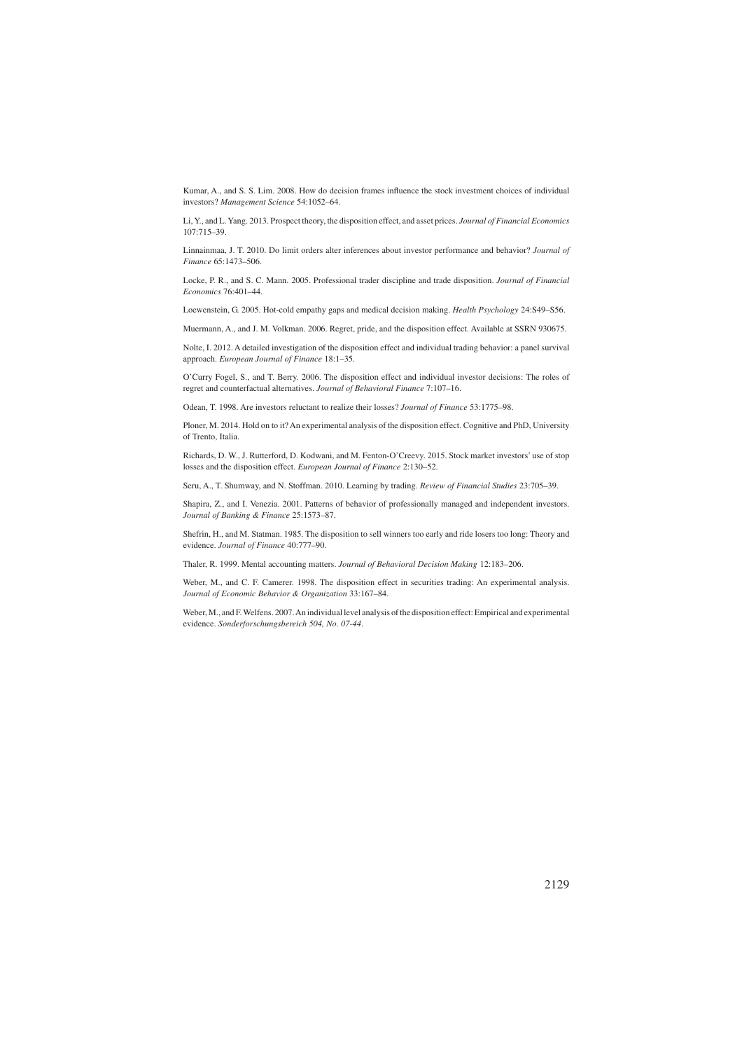Kumar, A., and S. S. Lim. 2008. How do decision frames influence the stock investment choices of individual investors? *Management Science* 54:1052–64.

Li, Y., and L. Yang. 2013. Prospect theory, the disposition effect, and asset prices. *Journal of Financial Economics* 107:715–39.

Linnainmaa, J. T. 2010. Do limit orders alter inferences about investor performance and behavior? *Journal of Finance* 65:1473–506.

Locke, P. R., and S. C. Mann. 2005. Professional trader discipline and trade disposition. *Journal of Financial Economics* 76:401–44.

Loewenstein, G. 2005. Hot-cold empathy gaps and medical decision making. *Health Psychology* 24:S49–S56.

Muermann, A., and J. M. Volkman. 2006. Regret, pride, and the disposition effect. Available at SSRN 930675.

Nolte, I. 2012. A detailed investigation of the disposition effect and individual trading behavior: a panel survival approach. *European Journal of Finance* 18:1–35.

O'Curry Fogel, S., and T. Berry. 2006. The disposition effect and individual investor decisions: The roles of regret and counterfactual alternatives. *Journal of Behavioral Finance* 7:107–16.

Odean, T. 1998. Are investors reluctant to realize their losses? *Journal of Finance* 53:1775–98.

Ploner, M. 2014. Hold on to it? An experimental analysis of the disposition effect. Cognitive and PhD, University of Trento, Italia.

Richards, D. W., J. Rutterford, D. Kodwani, and M. Fenton-O'Creevy. 2015. Stock market investors' use of stop losses and the disposition effect. *European Journal of Finance* 2:130–52.

Seru, A., T. Shumway, and N. Stoffman. 2010. Learning by trading. *Review of Financial Studies* 23:705–39.

Shapira, Z., and I. Venezia. 2001. Patterns of behavior of professionally managed and independent investors. *Journal of Banking & Finance* 25:1573–87.

Shefrin, H., and M. Statman. 1985. The disposition to sell winners too early and ride losers too long: Theory and evidence. *Journal of Finance* 40:777–90.

Thaler, R. 1999. Mental accounting matters. *Journal of Behavioral Decision Making* 12:183–206.

Weber, M., and C. F. Camerer. 1998. The disposition effect in securities trading: An experimental analysis. *Journal of Economic Behavior & Organization* 33:167–84.

Weber, M., and F. Welfens. 2007. An individual level analysis of the disposition effect: Empirical and experimental evidence. *Sonderforschungsbereich 504, No. 07-44*.